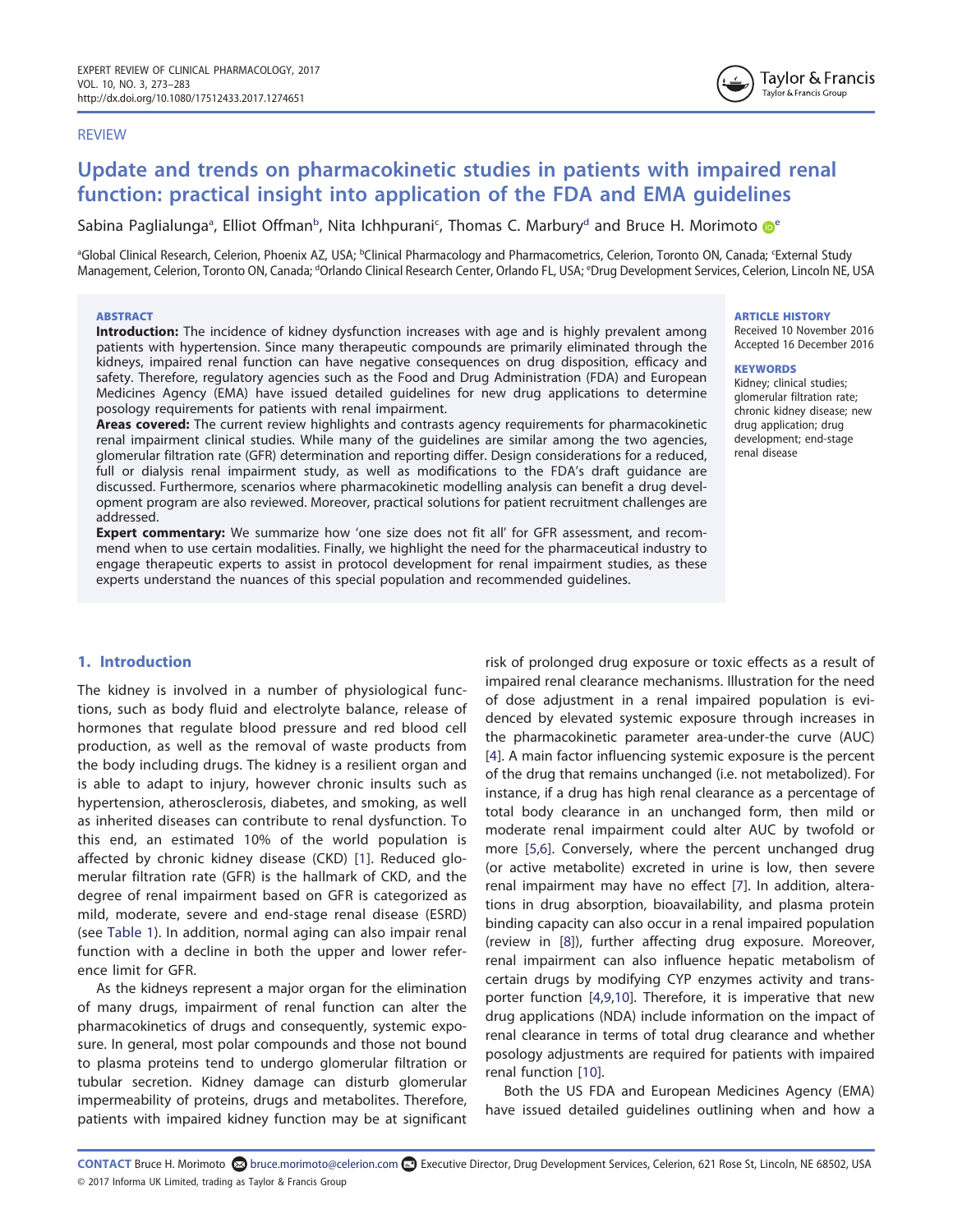REVIEW

# Update and trends on pharmacokinetic studies in patients with impaired renal function: practical insight into application of the FDA and EMA guidelines

Sabina Paglialunga[a], Elliot Offman[b], Nita Ichhpurani[c], Thomas C. Marbury[d] and Bruce H. Morimoto[e]

[a]Global Clinical Research, Celerion, Phoenix AZ, USA; [b]Clinical Pharmacology and Pharmacometrics, Celerion, Toronto ON, Canada; [c]External Study Management, Celerion, Toronto ON, Canada; [d]Orlando Clinical Research Center, Orlando FL, USA; [e]Drug Development Services, Celerion, Lincoln NE, USA

**ABSTRACT**

**Introduction:** The incidence of kidney dysfunction increases with age and is highly prevalent among patients with hypertension. Since many therapeutic compounds are primarily eliminated through the kidneys, impaired renal function can have negative consequences on drug disposition, efficacy and safety. Therefore, regulatory agencies such as the Food and Drug Administration (FDA) and European Medicines Agency (EMA) have issued detailed guidelines for new drug applications to determine posology requirements for patients with renal impairment.

**Areas covered:** The current review highlights and contrasts agency requirements for pharmacokinetic renal impairment clinical studies. While many of the guidelines are similar among the two agencies, glomerular filtration rate (GFR) determination and reporting differ. Design considerations for a reduced, full or dialysis renal impairment study, as well as modifications to the FDA's draft guidance are discussed. Furthermore, scenarios where pharmacokinetic modelling analysis can benefit a drug development program are also reviewed. Moreover, practical solutions for patient recruitment challenges are addressed.

**Expert commentary:** We summarize how 'one size does not fit all' for GFR assessment, and recommend when to use certain modalities. Finally, we highlight the need for the pharmaceutical industry to engage therapeutic experts to assist in protocol development for renal impairment studies, as these experts understand the nuances of this special population and recommended guidelines.

**ARTICLE HISTORY**
Received 10 November 2016
Accepted 16 December 2016

**KEYWORDS**
Kidney; clinical studies; glomerular filtration rate; chronic kidney disease; new drug application; drug development; end-stage renal disease

## 1. Introduction

The kidney is involved in a number of physiological functions, such as body fluid and electrolyte balance, release of hormones that regulate blood pressure and red blood cell production, as well as the removal of waste products from the body including drugs. The kidney is a resilient organ and is able to adapt to injury, however chronic insults such as hypertension, atherosclerosis, diabetes, and smoking, as well as inherited diseases can contribute to renal dysfunction. To this end, an estimated 10% of the world population is affected by chronic kidney disease (CKD) [1]. Reduced glomerular filtration rate (GFR) is the hallmark of CKD, and the degree of renal impairment based on GFR is categorized as mild, moderate, severe and end-stage renal disease (ESRD) (see Table 1). In addition, normal aging can also impair renal function with a decline in both the upper and lower reference limit for GFR.

As the kidneys represent a major organ for the elimination of many drugs, impairment of renal function can alter the pharmacokinetics of drugs and consequently, systemic exposure. In general, most polar compounds and those not bound to plasma proteins tend to undergo glomerular filtration or tubular secretion. Kidney damage can disturb glomerular impermeability of proteins, drugs and metabolites. Therefore, patients with impaired kidney function may be at significant risk of prolonged drug exposure or toxic effects as a result of impaired renal clearance mechanisms. Illustration for the need of dose adjustment in a renal impaired population is evidenced by elevated systemic exposure through increases in the pharmacokinetic parameter area-under-the curve (AUC) [4]. A main factor influencing systemic exposure is the percent of the drug that remains unchanged (i.e. not metabolized). For instance, if a drug has high renal clearance as a percentage of total body clearance in an unchanged form, then mild or moderate renal impairment could alter AUC by twofold or more [5,6]. Conversely, where the percent unchanged drug (or active metabolite) excreted in urine is low, then severe renal impairment may have no effect [7]. In addition, alterations in drug absorption, bioavailability, and plasma protein binding capacity can also occur in a renal impaired population (review in [8]), further affecting drug exposure. Moreover, renal impairment can also influence hepatic metabolism of certain drugs by modifying CYP enzymes activity and transporter function [4,9,10]. Therefore, it is imperative that new drug applications (NDA) include information on the impact of renal clearance in terms of total drug clearance and whether posology adjustments are required for patients with impaired renal function [10].

Both the US FDA and European Medicines Agency (EMA) have issued detailed guidelines outlining when and how a

**CONTACT** Bruce H. Morimoto bruce.morimoto@celerion.com Executive Director, Drug Development Services, Celerion, 621 Rose St, Lincoln, NE 68502, USA

© 2017 Informa UK Limited, trading as Taylor & Francis Group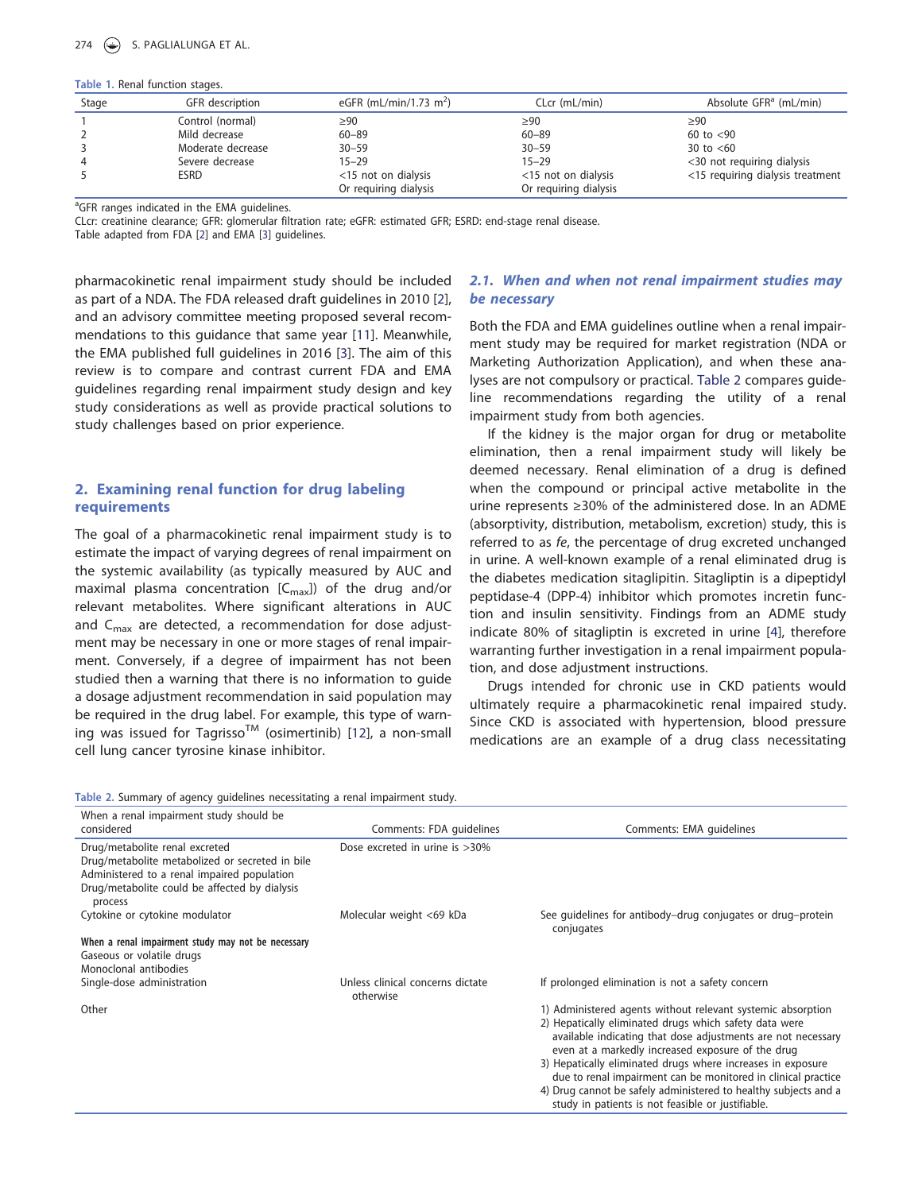Table 1. Renal function stages.

| Stage | GFR description | eGFR (mL/min/1.73 m$^2$) | CLcr (mL/min) | Absolute GFR[a] (mL/min) |
|---|---|---|---|---|
| 1 | Control (normal) | ≥90 | ≥90 | ≥90 |
| 2 | Mild decrease | 60–89 | 60–89 | 60 to <90 |
| 3 | Moderate decrease | 30–59 | 30–59 | 30 to <60 |
| 4 | Severe decrease | 15–29 | 15–29 | <30 not requiring dialysis |
| 5 | ESRD | <15 not on dialysis Or requiring dialysis | <15 not on dialysis Or requiring dialysis | <15 requiring dialysis treatment |

[a]GFR ranges indicated in the EMA guidelines.
CLcr: creatinine clearance; GFR: glomerular filtration rate; eGFR: estimated GFR; ESRD: end-stage renal disease.
Table adapted from FDA [2] and EMA [3] guidelines.

pharmacokinetic renal impairment study should be included as part of a NDA. The FDA released draft guidelines in 2010 [2], and an advisory committee meeting proposed several recommendations to this guidance that same year [11]. Meanwhile, the EMA published full guidelines in 2016 [3]. The aim of this review is to compare and contrast current FDA and EMA guidelines regarding renal impairment study design and key study considerations as well as provide practical solutions to study challenges based on prior experience.

## 2. Examining renal function for drug labeling requirements

The goal of a pharmacokinetic renal impairment study is to estimate the impact of varying degrees of renal impairment on the systemic availability (as typically measured by AUC and maximal plasma concentration [$C_{max}$]) of the drug and/or relevant metabolites. Where significant alterations in AUC and $C_{max}$ are detected, a recommendation for dose adjustment may be necessary in one or more stages of renal impairment. Conversely, if a degree of impairment has not been studied then a warning that there is no information to guide a dosage adjustment recommendation in said population may be required in the drug label. For example, this type of warning was issued for Tagrisso™ (osimertinib) [12], a non-small cell lung cancer tyrosine kinase inhibitor.

### 2.1. When and when not renal impairment studies may be necessary

Both the FDA and EMA guidelines outline when a renal impairment study may be required for market registration (NDA or Marketing Authorization Application), and when these analyses are not compulsory or practical. Table 2 compares guideline recommendations regarding the utility of a renal impairment study from both agencies.

If the kidney is the major organ for drug or metabolite elimination, then a renal impairment study will likely be deemed necessary. Renal elimination of a drug is defined when the compound or principal active metabolite in the urine represents ≥30% of the administered dose. In an ADME (absorptivity, distribution, metabolism, excretion) study, this is referred to as *fe*, the percentage of drug excreted unchanged in urine. A well-known example of a renal eliminated drug is the diabetes medication sitagliptin. Sitagliptin is a dipeptidyl peptidase-4 (DPP-4) inhibitor which promotes incretin function and insulin sensitivity. Findings from an ADME study indicate 80% of sitagliptin is excreted in urine [4], therefore warranting further investigation in a renal impairment population, and dose adjustment instructions.

Drugs intended for chronic use in CKD patients would ultimately require a pharmacokinetic renal impaired study. Since CKD is associated with hypertension, blood pressure medications are an example of a drug class necessitating

Table 2. Summary of agency guidelines necessitating a renal impairment study.

| When a renal impairment study should be considered | Comments: FDA guidelines | Comments: EMA guidelines |
|---|---|---|
| Drug/metabolite renal excreted<br>Drug/metabolite metabolized or secreted in bile<br>Administered to a renal impaired population<br>Drug/metabolite could be affected by dialysis process | Dose excreted in urine is >30% | |
| Cytokine or cytokine modulator | Molecular weight <69 kDa | See guidelines for antibody–drug conjugates or drug–protein conjugates |
| **When a renal impairment study may not be necessary** | | |
| Gaseous or volatile drugs<br>Monoclonal antibodies | | |
| Single-dose administration | Unless clinical concerns dictate otherwise | If prolonged elimination is not a safety concern |
| Other | | 1) Administered agents without relevant systemic absorption<br>2) Hepatically eliminated drugs which safety data were available indicating that dose adjustments are not necessary even at a markedly increased exposure of the drug<br>3) Hepatically eliminated drugs where increases in exposure due to renal impairment can be monitored in clinical practice<br>4) Drug cannot be safely administered to healthy subjects and a study in patients is not feasible or justifiable. |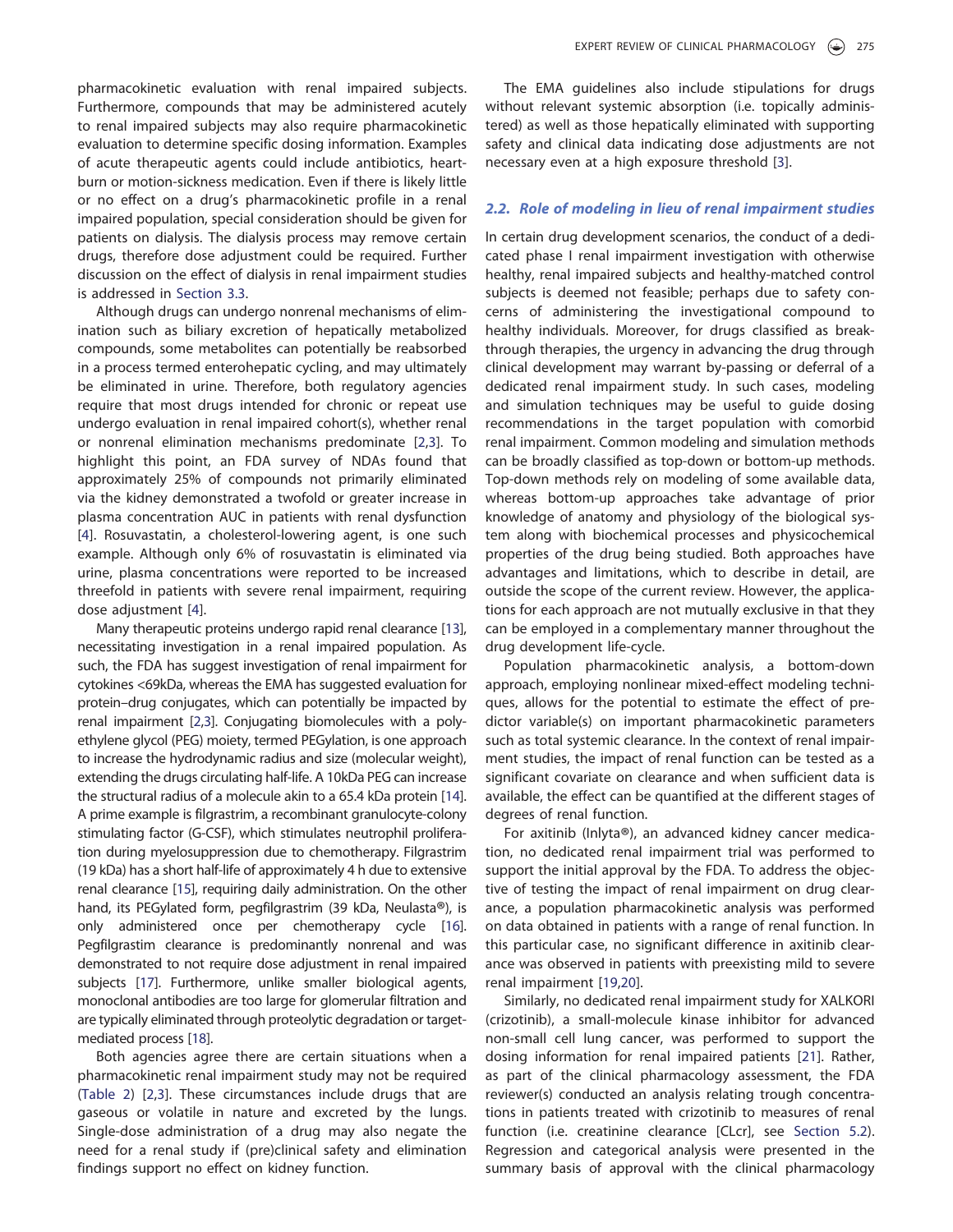pharmacokinetic evaluation with renal impaired subjects. Furthermore, compounds that may be administered acutely to renal impaired subjects may also require pharmacokinetic evaluation to determine specific dosing information. Examples of acute therapeutic agents could include antibiotics, heartburn or motion-sickness medication. Even if there is likely little or no effect on a drug's pharmacokinetic profile in a renal impaired population, special consideration should be given for patients on dialysis. The dialysis process may remove certain drugs, therefore dose adjustment could be required. Further discussion on the effect of dialysis in renal impairment studies is addressed in Section 3.3.

Although drugs can undergo nonrenal mechanisms of elimination such as biliary excretion of hepatically metabolized compounds, some metabolites can potentially be reabsorbed in a process termed enterohepatic cycling, and may ultimately be eliminated in urine. Therefore, both regulatory agencies require that most drugs intended for chronic or repeat use undergo evaluation in renal impaired cohort(s), whether renal or nonrenal elimination mechanisms predominate [2,3]. To highlight this point, an FDA survey of NDAs found that approximately 25% of compounds not primarily eliminated via the kidney demonstrated a twofold or greater increase in plasma concentration AUC in patients with renal dysfunction [4]. Rosuvastatin, a cholesterol-lowering agent, is one such example. Although only 6% of rosuvastatin is eliminated via urine, plasma concentrations were reported to be increased threefold in patients with severe renal impairment, requiring dose adjustment [4].

Many therapeutic proteins undergo rapid renal clearance [13], necessitating investigation in a renal impaired population. As such, the FDA has suggest investigation of renal impairment for cytokines <69kDa, whereas the EMA has suggested evaluation for protein–drug conjugates, which can potentially be impacted by renal impairment [2,3]. Conjugating biomolecules with a polyethylene glycol (PEG) moiety, termed PEGylation, is one approach to increase the hydrodynamic radius and size (molecular weight), extending the drugs circulating half-life. A 10kDa PEG can increase the structural radius of a molecule akin to a 65.4 kDa protein [14]. A prime example is filgrastrim, a recombinant granulocyte-colony stimulating factor (G-CSF), which stimulates neutrophil proliferation during myelosuppression due to chemotherapy. Filgrastrim (19 kDa) has a short half-life of approximately 4 h due to extensive renal clearance [15], requiring daily administration. On the other hand, its PEGylated form, pegfilgrastrim (39 kDa, Neulasta®), is only administered once per chemotherapy cycle [16]. Pegfilgrastim clearance is predominantly nonrenal and was demonstrated to not require dose adjustment in renal impaired subjects [17]. Furthermore, unlike smaller biological agents, monoclonal antibodies are too large for glomerular filtration and are typically eliminated through proteolytic degradation or target-mediated process [18].

Both agencies agree there are certain situations when a pharmacokinetic renal impairment study may not be required (Table 2) [2,3]. These circumstances include drugs that are gaseous or volatile in nature and excreted by the lungs. Single-dose administration of a drug may also negate the need for a renal study if (pre)clinical safety and elimination findings support no effect on kidney function.

The EMA guidelines also include stipulations for drugs without relevant systemic absorption (i.e. topically administered) as well as those hepatically eliminated with supporting safety and clinical data indicating dose adjustments are not necessary even at a high exposure threshold [3].

### *2.2. Role of modeling in lieu of renal impairment studies*

In certain drug development scenarios, the conduct of a dedicated phase I renal impairment investigation with otherwise healthy, renal impaired subjects and healthy-matched control subjects is deemed not feasible; perhaps due to safety concerns of administering the investigational compound to healthy individuals. Moreover, for drugs classified as breakthrough therapies, the urgency in advancing the drug through clinical development may warrant by-passing or deferral of a dedicated renal impairment study. In such cases, modeling and simulation techniques may be useful to guide dosing recommendations in the target population with comorbid renal impairment. Common modeling and simulation methods can be broadly classified as top-down or bottom-up methods. Top-down methods rely on modeling of some available data, whereas bottom-up approaches take advantage of prior knowledge of anatomy and physiology of the biological system along with biochemical processes and physicochemical properties of the drug being studied. Both approaches have advantages and limitations, which to describe in detail, are outside the scope of the current review. However, the applications for each approach are not mutually exclusive in that they can be employed in a complementary manner throughout the drug development life-cycle.

Population pharmacokinetic analysis, a bottom-down approach, employing nonlinear mixed-effect modeling techniques, allows for the potential to estimate the effect of predictor variable(s) on important pharmacokinetic parameters such as total systemic clearance. In the context of renal impairment studies, the impact of renal function can be tested as a significant covariate on clearance and when sufficient data is available, the effect can be quantified at the different stages of degrees of renal function.

For axitinib (Inlyta®), an advanced kidney cancer medication, no dedicated renal impairment trial was performed to support the initial approval by the FDA. To address the objective of testing the impact of renal impairment on drug clearance, a population pharmacokinetic analysis was performed on data obtained in patients with a range of renal function. In this particular case, no significant difference in axitinib clearance was observed in patients with preexisting mild to severe renal impairment [19,20].

Similarly, no dedicated renal impairment study for XALKORI (crizotinib), a small-molecule kinase inhibitor for advanced non-small cell lung cancer, was performed to support the dosing information for renal impaired patients [21]. Rather, as part of the clinical pharmacology assessment, the FDA reviewer(s) conducted an analysis relating trough concentrations in patients treated with crizotinib to measures of renal function (i.e. creatinine clearance [CLcr], see Section 5.2). Regression and categorical analysis were presented in the summary basis of approval with the clinical pharmacology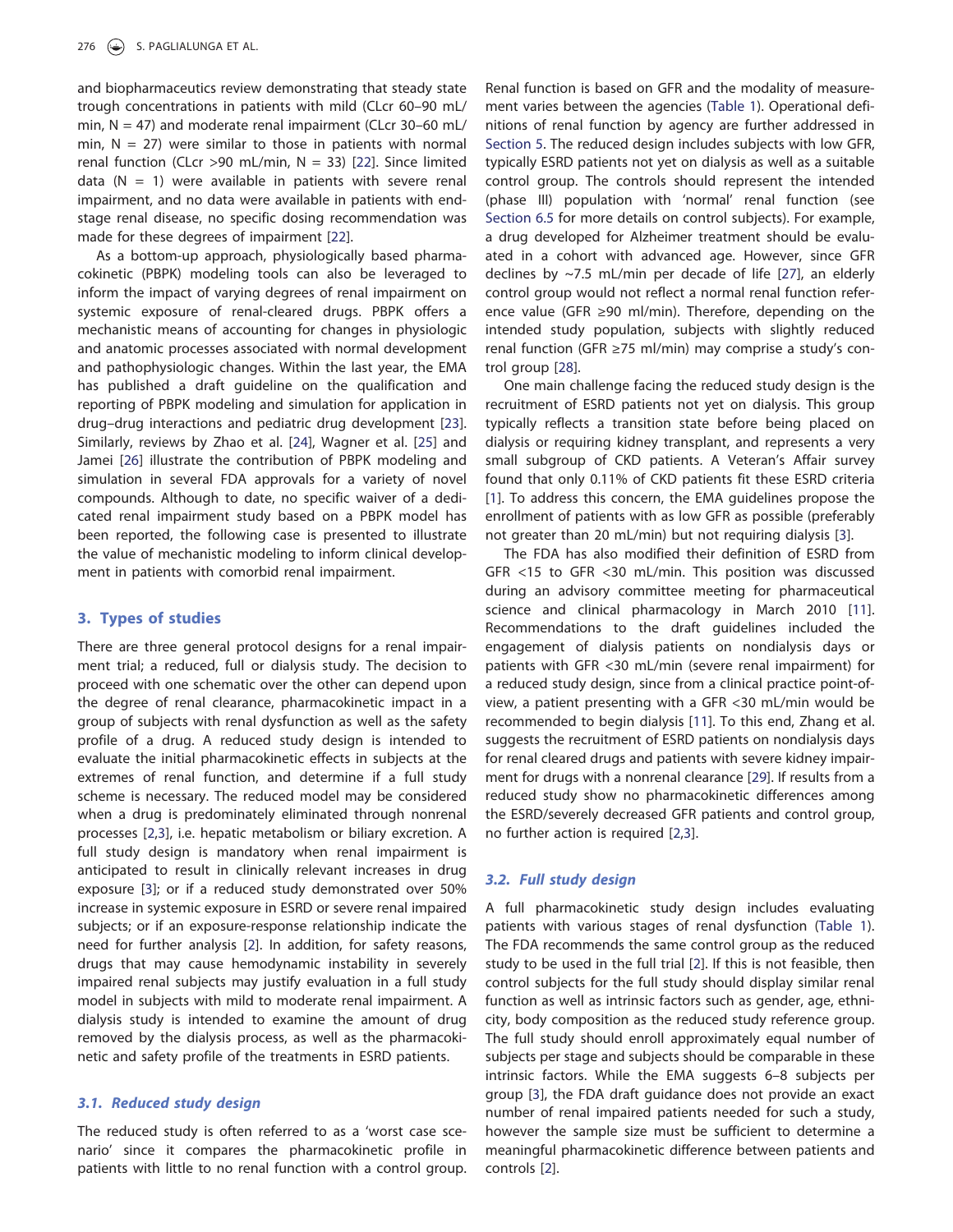and biopharmaceutics review demonstrating that steady state trough concentrations in patients with mild (CLcr 60–90 mL/min, N = 47) and moderate renal impairment (CLcr 30–60 mL/min, N = 27) were similar to those in patients with normal renal function (CLcr >90 mL/min, N = 33) [22]. Since limited data (N = 1) were available in patients with severe renal impairment, and no data were available in patients with end-stage renal disease, no specific dosing recommendation was made for these degrees of impairment [22].

As a bottom-up approach, physiologically based pharmacokinetic (PBPK) modeling tools can also be leveraged to inform the impact of varying degrees of renal impairment on systemic exposure of renal-cleared drugs. PBPK offers a mechanistic means of accounting for changes in physiologic and anatomic processes associated with normal development and pathophysiologic changes. Within the last year, the EMA has published a draft guideline on the qualification and reporting of PBPK modeling and simulation for application in drug–drug interactions and pediatric drug development [23]. Similarly, reviews by Zhao et al. [24], Wagner et al. [25] and Jamei [26] illustrate the contribution of PBPK modeling and simulation in several FDA approvals for a variety of novel compounds. Although to date, no specific waiver of a dedicated renal impairment study based on a PBPK model has been reported, the following case is presented to illustrate the value of mechanistic modeling to inform clinical development in patients with comorbid renal impairment.

## 3. Types of studies

There are three general protocol designs for a renal impairment trial; a reduced, full or dialysis study. The decision to proceed with one schematic over the other can depend upon the degree of renal clearance, pharmacokinetic impact in a group of subjects with renal dysfunction as well as the safety profile of a drug. A reduced study design is intended to evaluate the initial pharmacokinetic effects in subjects at the extremes of renal function, and determine if a full study scheme is necessary. The reduced model may be considered when a drug is predominately eliminated through nonrenal processes [2,3], i.e. hepatic metabolism or biliary excretion. A full study design is mandatory when renal impairment is anticipated to result in clinically relevant increases in drug exposure [3]; or if a reduced study demonstrated over 50% increase in systemic exposure in ESRD or severe renal impaired subjects; or if an exposure-response relationship indicate the need for further analysis [2]. In addition, for safety reasons, drugs that may cause hemodynamic instability in severely impaired renal subjects may justify evaluation in a full study model in subjects with mild to moderate renal impairment. A dialysis study is intended to examine the amount of drug removed by the dialysis process, as well as the pharmacokinetic and safety profile of the treatments in ESRD patients.

### 3.1. Reduced study design

The reduced study is often referred to as a 'worst case scenario' since it compares the pharmacokinetic profile in patients with little to no renal function with a control group. Renal function is based on GFR and the modality of measurement varies between the agencies (Table 1). Operational definitions of renal function by agency are further addressed in Section 5. The reduced design includes subjects with low GFR, typically ESRD patients not yet on dialysis as well as a suitable control group. The controls should represent the intended (phase III) population with 'normal' renal function (see Section 6.5 for more details on control subjects). For example, a drug developed for Alzheimer treatment should be evaluated in a cohort with advanced age. However, since GFR declines by ~7.5 mL/min per decade of life [27], an elderly control group would not reflect a normal renal function reference value (GFR ≥90 ml/min). Therefore, depending on the intended study population, subjects with slightly reduced renal function (GFR ≥75 ml/min) may comprise a study's control group [28].

One main challenge facing the reduced study design is the recruitment of ESRD patients not yet on dialysis. This group typically reflects a transition state before being placed on dialysis or requiring kidney transplant, and represents a very small subgroup of CKD patients. A Veteran's Affair survey found that only 0.11% of CKD patients fit these ESRD criteria [1]. To address this concern, the EMA guidelines propose the enrollment of patients with as low GFR as possible (preferably not greater than 20 mL/min) but not requiring dialysis [3].

The FDA has also modified their definition of ESRD from GFR <15 to GFR <30 mL/min. This position was discussed during an advisory committee meeting for pharmaceutical science and clinical pharmacology in March 2010 [11]. Recommendations to the draft guidelines included the engagement of dialysis patients on nondialysis days or patients with GFR <30 mL/min (severe renal impairment) for a reduced study design, since from a clinical practice point-of-view, a patient presenting with a GFR <30 mL/min would be recommended to begin dialysis [11]. To this end, Zhang et al. suggests the recruitment of ESRD patients on nondialysis days for renal cleared drugs and patients with severe kidney impairment for drugs with a nonrenal clearance [29]. If results from a reduced study show no pharmacokinetic differences among the ESRD/severely decreased GFR patients and control group, no further action is required [2,3].

### 3.2. Full study design

A full pharmacokinetic study design includes evaluating patients with various stages of renal dysfunction (Table 1). The FDA recommends the same control group as the reduced study to be used in the full trial [2]. If this is not feasible, then control subjects for the full study should display similar renal function as well as intrinsic factors such as gender, age, ethnicity, body composition as the reduced study reference group. The full study should enroll approximately equal number of subjects per stage and subjects should be comparable in these intrinsic factors. While the EMA suggests 6–8 subjects per group [3], the FDA draft guidance does not provide an exact number of renal impaired patients needed for such a study, however the sample size must be sufficient to determine a meaningful pharmacokinetic difference between patients and controls [2].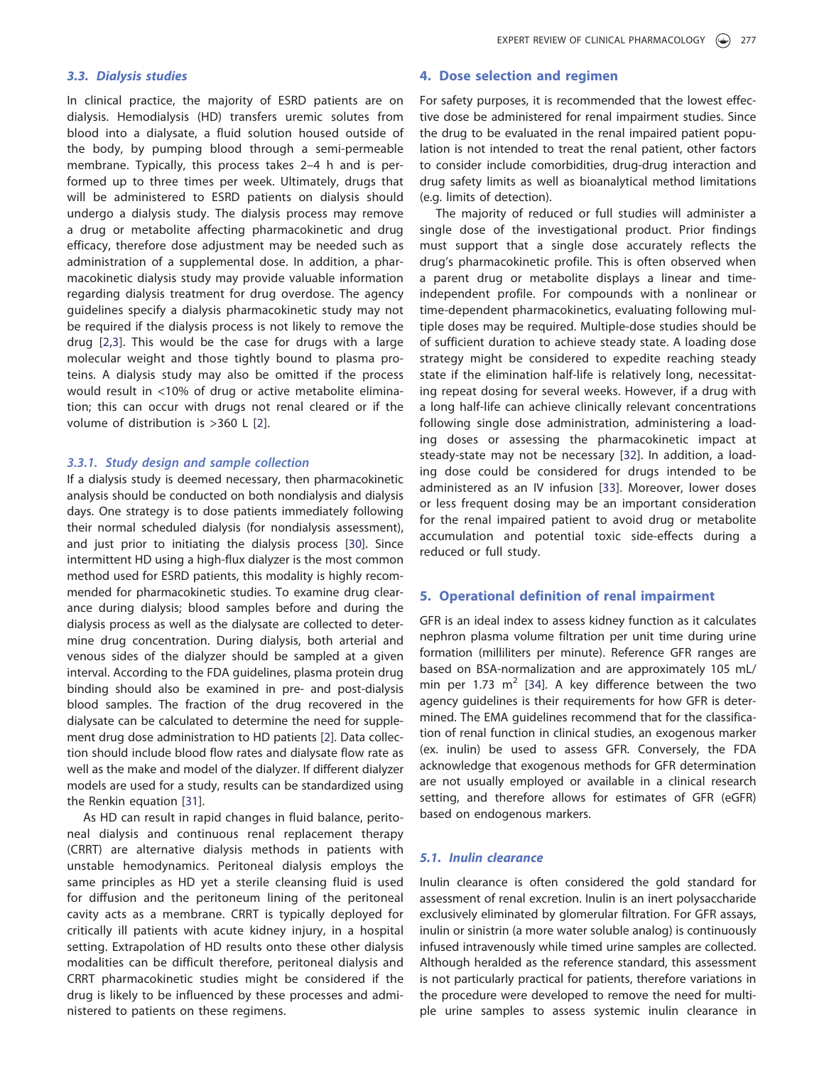### 3.3. Dialysis studies

In clinical practice, the majority of ESRD patients are on dialysis. Hemodialysis (HD) transfers uremic solutes from blood into a dialysate, a fluid solution housed outside of the body, by pumping blood through a semi-permeable membrane. Typically, this process takes 2–4 h and is performed up to three times per week. Ultimately, drugs that will be administered to ESRD patients on dialysis should undergo a dialysis study. The dialysis process may remove a drug or metabolite affecting pharmacokinetic and drug efficacy, therefore dose adjustment may be needed such as administration of a supplemental dose. In addition, a pharmacokinetic dialysis study may provide valuable information regarding dialysis treatment for drug overdose. The agency guidelines specify a dialysis pharmacokinetic study may not be required if the dialysis process is not likely to remove the drug [2,3]. This would be the case for drugs with a large molecular weight and those tightly bound to plasma proteins. A dialysis study may also be omitted if the process would result in <10% of drug or active metabolite elimination; this can occur with drugs not renal cleared or if the volume of distribution is >360 L [2].

#### 3.3.1. Study design and sample collection

If a dialysis study is deemed necessary, then pharmacokinetic analysis should be conducted on both nondialysis and dialysis days. One strategy is to dose patients immediately following their normal scheduled dialysis (for nondialysis assessment), and just prior to initiating the dialysis process [30]. Since intermittent HD using a high-flux dialyzer is the most common method used for ESRD patients, this modality is highly recommended for pharmacokinetic studies. To examine drug clearance during dialysis; blood samples before and during the dialysis process as well as the dialysate are collected to determine drug concentration. During dialysis, both arterial and venous sides of the dialyzer should be sampled at a given interval. According to the FDA guidelines, plasma protein drug binding should also be examined in pre- and post-dialysis blood samples. The fraction of the drug recovered in the dialysate can be calculated to determine the need for supplement drug dose administration to HD patients [2]. Data collection should include blood flow rates and dialysate flow rate as well as the make and model of the dialyzer. If different dialyzer models are used for a study, results can be standardized using the Renkin equation [31].

As HD can result in rapid changes in fluid balance, peritoneal dialysis and continuous renal replacement therapy (CRRT) are alternative dialysis methods in patients with unstable hemodynamics. Peritoneal dialysis employs the same principles as HD yet a sterile cleansing fluid is used for diffusion and the peritoneum lining of the peritoneal cavity acts as a membrane. CRRT is typically deployed for critically ill patients with acute kidney injury, in a hospital setting. Extrapolation of HD results onto these other dialysis modalities can be difficult therefore, peritoneal dialysis and CRRT pharmacokinetic studies might be considered if the drug is likely to be influenced by these processes and administered to patients on these regimens.

## 4. Dose selection and regimen

For safety purposes, it is recommended that the lowest effective dose be administered for renal impairment studies. Since the drug to be evaluated in the renal impaired patient population is not intended to treat the renal patient, other factors to consider include comorbidities, drug-drug interaction and drug safety limits as well as bioanalytical method limitations (e.g. limits of detection).

The majority of reduced or full studies will administer a single dose of the investigational product. Prior findings must support that a single dose accurately reflects the drug's pharmacokinetic profile. This is often observed when a parent drug or metabolite displays a linear and time-independent profile. For compounds with a nonlinear or time-dependent pharmacokinetics, evaluating following multiple doses may be required. Multiple-dose studies should be of sufficient duration to achieve steady state. A loading dose strategy might be considered to expedite reaching steady state if the elimination half-life is relatively long, necessitating repeat dosing for several weeks. However, if a drug with a long half-life can achieve clinically relevant concentrations following single dose administration, administering a loading doses or assessing the pharmacokinetic impact at steady-state may not be necessary [32]. In addition, a loading dose could be considered for drugs intended to be administered as an IV infusion [33]. Moreover, lower doses or less frequent dosing may be an important consideration for the renal impaired patient to avoid drug or metabolite accumulation and potential toxic side-effects during a reduced or full study.

## 5. Operational definition of renal impairment

GFR is an ideal index to assess kidney function as it calculates nephron plasma volume filtration per unit time during urine formation (milliliters per minute). Reference GFR ranges are based on BSA-normalization and are approximately 105 mL/min per 1.73 $m^2$ [34]. A key difference between the two agency guidelines is their requirements for how GFR is determined. The EMA guidelines recommend that for the classification of renal function in clinical studies, an exogenous marker (ex. inulin) be used to assess GFR. Conversely, the FDA acknowledge that exogenous methods for GFR determination are not usually employed or available in a clinical research setting, and therefore allows for estimates of GFR (eGFR) based on endogenous markers.

### 5.1. Inulin clearance

Inulin clearance is often considered the gold standard for assessment of renal excretion. Inulin is an inert polysaccharide exclusively eliminated by glomerular filtration. For GFR assays, inulin or sinistrin (a more water soluble analog) is continuously infused intravenously while timed urine samples are collected. Although heralded as the reference standard, this assessment is not particularly practical for patients, therefore variations in the procedure were developed to remove the need for multiple urine samples to assess systemic inulin clearance in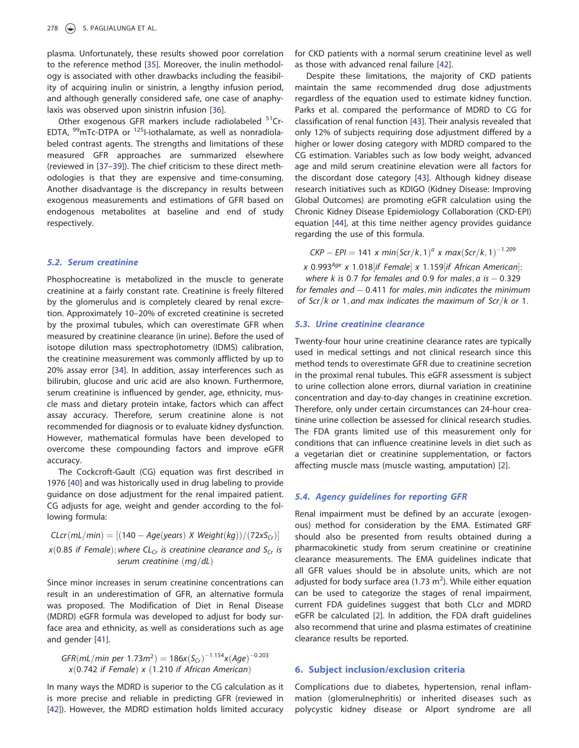plasma. Unfortunately, these results showed poor correlation to the reference method [35]. Moreover, the inulin methodology is associated with other drawbacks including the feasibility of acquiring inulin or sinistrin, a lengthy infusion period, and although generally considered safe, one case of anaphylaxis was observed upon sinistrin infusion [36].

Other exogenous GFR markers include radiolabeled $^{51}$Cr-EDTA, $^{99}$mTc-DTPA or $^{125}$I-iothalamate, as well as nonradiolabeled contrast agents. The strengths and limitations of these measured GFR approaches are summarized elsewhere (reviewed in [37–39]). The chief criticism to these direct methodologies is that they are expensive and time-consuming. Another disadvantage is the discrepancy in results between exogenous measurements and estimations of GFR based on endogenous metabolites at baseline and end of study respectively.

### 5.2. Serum creatinine

Phosphocreatine is metabolized in the muscle to generate creatinine at a fairly constant rate. Creatinine is freely filtered by the glomerulus and is completely cleared by renal excretion. Approximately 10–20% of excreted creatinine is secreted by the proximal tubules, which can overestimate GFR when measured by creatinine clearance (in urine). Before the used of isotope dilution mass spectrophotometry (IDMS) calibration, the creatinine measurement was commonly afflicted by up to 20% assay error [34]. In addition, assay interferences such as bilirubin, glucose and uric acid are also known. Furthermore, serum creatinine is influenced by gender, age, ethnicity, muscle mass and dietary protein intake, factors which can affect assay accuracy. Therefore, serum creatinine alone is not recommended for diagnosis or to evaluate kidney dysfunction. However, mathematical formulas have been developed to overcome these compounding factors and improve eGFR accuracy.

The Cockcroft-Gault (CG) equation was first described in 1976 [40] and was historically used in drug labeling to provide guidance on dose adjustment for the renal impaired patient. CG adjusts for age, weight and gender according to the following formula:

$$CLcr(mL/min) = [(140 - Age(years)\ X\ Weight(kg))/(72xS_{Cr})]$$
$$x(0.85 \text{ if Female}); \text{where } CL_{Cr} \text{ is creatinine clearance and } S_{Cr} \text{ is serum creatinine } (mg/dL)$$

Since minor increases in serum creatinine concentrations can result in an underestimation of GFR, an alternative formula was proposed. The Modification of Diet in Renal Disease (MDRD) eGFR formula was developed to adjust for body surface area and ethnicity, as well as considerations such as age and gender [41].

$$GFR(mL/min \text{ per } 1.73m^2) = 186x(S_{Cr})^{-1.154}x(Age)^{-0.203}$$
$$x(0.742 \text{ if Female})\ x\ (1.210 \text{ if African American})$$

In many ways the MDRD is superior to the CG calculation as it is more precise and reliable in predicting GFR (reviewed in [42]). However, the MDRD estimation holds limited accuracy for CKD patients with a normal serum creatinine level as well as those with advanced renal failure [42].

Despite these limitations, the majority of CKD patients maintain the same recommended drug dose adjustments regardless of the equation used to estimate kidney function. Parks et al. compared the performance of MDRD to CG for classification of renal function [43]. Their analysis revealed that only 12% of subjects requiring dose adjustment differed by a higher or lower dosing category with MDRD compared to the CG estimation. Variables such as low body weight, advanced age and mild serum creatinine elevation were all factors for the discordant dose category [43]. Although kidney disease research initiatives such as KDIGO (Kidney Disease: Improving Global Outcomes) are promoting eGFR calculation using the Chronic Kidney Disease Epidemiology Collaboration (CKD-EPI) equation [44], at this time neither agency provides guidance regarding the use of this formula.

$$CKP - EPI = 141\ x\ min(Scr/k, 1)^{a}\ x\ max(Scr/k, 1)^{-1.209}$$
$$x\ 0.993^{Age}\ x\ 1.018[\text{if Female}]\ x\ 1.159[\text{if African American}];$$
$$\text{where } k \text{ is } 0.7 \text{ for females and } 0.9 \text{ for males}, a \text{ is } -0.329 \text{ for females and } -0.411 \text{ for males}, min \text{ indicates the minimum of } Scr/k \text{ or } 1, \text{and } max \text{ indicates the maximum of } Scr/k \text{ or } 1.$$

### 5.3. Urine creatinine clearance

Twenty-four hour urine creatinine clearance rates are typically used in medical settings and not clinical research since this method tends to overestimate GFR due to creatinine secretion in the proximal renal tubules. This eGFR assessment is subject to urine collection alone errors, diurnal variation in creatinine concentration and day-to-day changes in creatinine excretion. Therefore, only under certain circumstances can 24-hour creatinine urine collection be assessed for clinical research studies. The FDA grants limited use of this measurement only for conditions that can influence creatinine levels in diet such as a vegetarian diet or creatinine supplementation, or factors affecting muscle mass (muscle wasting, amputation) [2].

### 5.4. Agency guidelines for reporting GFR

Renal impairment must be defined by an accurate (exogenous) method for consideration by the EMA. Estimated GRF should also be presented from results obtained during a pharmacokinetic study from serum creatinine or creatinine clearance measurements. The EMA guidelines indicate that all GFR values should be in absolute units, which are not adjusted for body surface area (1.73 m$^2$). While either equation can be used to categorize the stages of renal impairment, current FDA guidelines suggest that both CLcr and MDRD eGFR be calculated [2]. In addition, the FDA draft guidelines also recommend that urine and plasma estimates of creatinine clearance results be reported.

## 6. Subject inclusion/exclusion criteria

Complications due to diabetes, hypertension, renal inflammation (glomerulnephritis) or inherited diseases such as polycystic kidney disease or Alport syndrome are all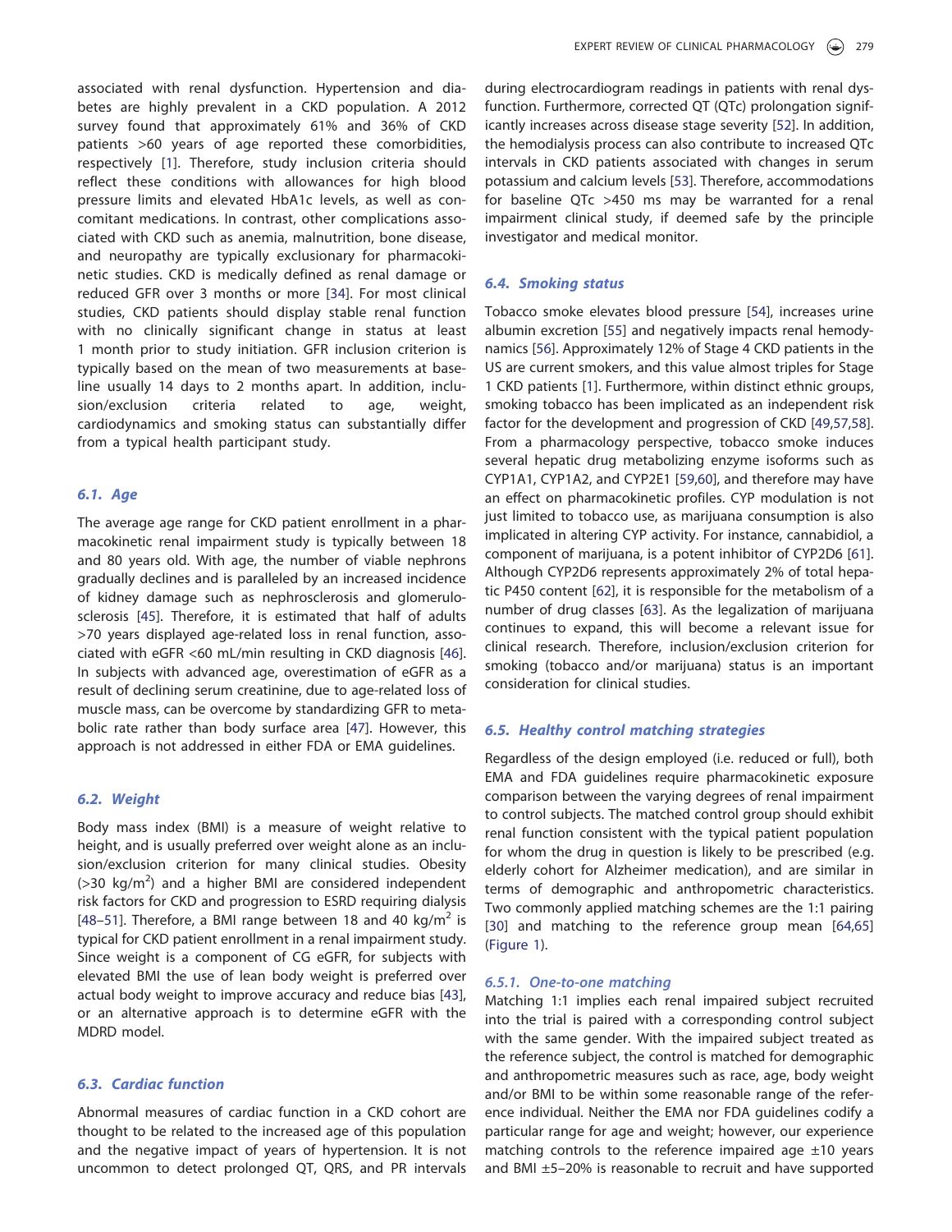associated with renal dysfunction. Hypertension and diabetes are highly prevalent in a CKD population. A 2012 survey found that approximately 61% and 36% of CKD patients >60 years of age reported these comorbidities, respectively [1]. Therefore, study inclusion criteria should reflect these conditions with allowances for high blood pressure limits and elevated HbA1c levels, as well as concomitant medications. In contrast, other complications associated with CKD such as anemia, malnutrition, bone disease, and neuropathy are typically exclusionary for pharmacokinetic studies. CKD is medically defined as renal damage or reduced GFR over 3 months or more [34]. For most clinical studies, CKD patients should display stable renal function with no clinically significant change in status at least 1 month prior to study initiation. GFR inclusion criterion is typically based on the mean of two measurements at baseline usually 14 days to 2 months apart. In addition, inclusion/exclusion criteria related to age, weight, cardiodynamics and smoking status can substantially differ from a typical health participant study.

### 6.1. Age

The average age range for CKD patient enrollment in a pharmacokinetic renal impairment study is typically between 18 and 80 years old. With age, the number of viable nephrons gradually declines and is paralleled by an increased incidence of kidney damage such as nephrosclerosis and glomerulosclerosis [45]. Therefore, it is estimated that half of adults >70 years displayed age-related loss in renal function, associated with eGFR <60 mL/min resulting in CKD diagnosis [46]. In subjects with advanced age, overestimation of eGFR as a result of declining serum creatinine, due to age-related loss of muscle mass, can be overcome by standardizing GFR to metabolic rate rather than body surface area [47]. However, this approach is not addressed in either FDA or EMA guidelines.

### 6.2. Weight

Body mass index (BMI) is a measure of weight relative to height, and is usually preferred over weight alone as an inclusion/exclusion criterion for many clinical studies. Obesity (>30 kg/m$^2$) and a higher BMI are considered independent risk factors for CKD and progression to ESRD requiring dialysis [48–51]. Therefore, a BMI range between 18 and 40 kg/m$^2$ is typical for CKD patient enrollment in a renal impairment study. Since weight is a component of CG eGFR, for subjects with elevated BMI the use of lean body weight is preferred over actual body weight to improve accuracy and reduce bias [43], or an alternative approach is to determine eGFR with the MDRD model.

### 6.3. Cardiac function

Abnormal measures of cardiac function in a CKD cohort are thought to be related to the increased age of this population and the negative impact of years of hypertension. It is not uncommon to detect prolonged QT, QRS, and PR intervals during electrocardiogram readings in patients with renal dysfunction. Furthermore, corrected QT (QTc) prolongation significantly increases across disease stage severity [52]. In addition, the hemodialysis process can also contribute to increased QTc intervals in CKD patients associated with changes in serum potassium and calcium levels [53]. Therefore, accommodations for baseline QTc >450 ms may be warranted for a renal impairment clinical study, if deemed safe by the principle investigator and medical monitor.

### 6.4. Smoking status

Tobacco smoke elevates blood pressure [54], increases urine albumin excretion [55] and negatively impacts renal hemodynamics [56]. Approximately 12% of Stage 4 CKD patients in the US are current smokers, and this value almost triples for Stage 1 CKD patients [1]. Furthermore, within distinct ethnic groups, smoking tobacco has been implicated as an independent risk factor for the development and progression of CKD [49,57,58]. From a pharmacology perspective, tobacco smoke induces several hepatic drug metabolizing enzyme isoforms such as CYP1A1, CYP1A2, and CYP2E1 [59,60], and therefore may have an effect on pharmacokinetic profiles. CYP modulation is not just limited to tobacco use, as marijuana consumption is also implicated in altering CYP activity. For instance, cannabidiol, a component of marijuana, is a potent inhibitor of CYP2D6 [61]. Although CYP2D6 represents approximately 2% of total hepatic P450 content [62], it is responsible for the metabolism of a number of drug classes [63]. As the legalization of marijuana continues to expand, this will become a relevant issue for clinical research. Therefore, inclusion/exclusion criterion for smoking (tobacco and/or marijuana) status is an important consideration for clinical studies.

### 6.5. Healthy control matching strategies

Regardless of the design employed (i.e. reduced or full), both EMA and FDA guidelines require pharmacokinetic exposure comparison between the varying degrees of renal impairment to control subjects. The matched control group should exhibit renal function consistent with the typical patient population for whom the drug in question is likely to be prescribed (e.g. elderly cohort for Alzheimer medication), and are similar in terms of demographic and anthropometric characteristics. Two commonly applied matching schemes are the 1:1 pairing [30] and matching to the reference group mean [64,65] (Figure 1).

#### 6.5.1. One-to-one matching

Matching 1:1 implies each renal impaired subject recruited into the trial is paired with a corresponding control subject with the same gender. With the impaired subject treated as the reference subject, the control is matched for demographic and anthropometric measures such as race, age, body weight and/or BMI to be within some reasonable range of the reference individual. Neither the EMA nor FDA guidelines codify a particular range for age and weight; however, our experience matching controls to the reference impaired age ±10 years and BMI ±5–20% is reasonable to recruit and have supported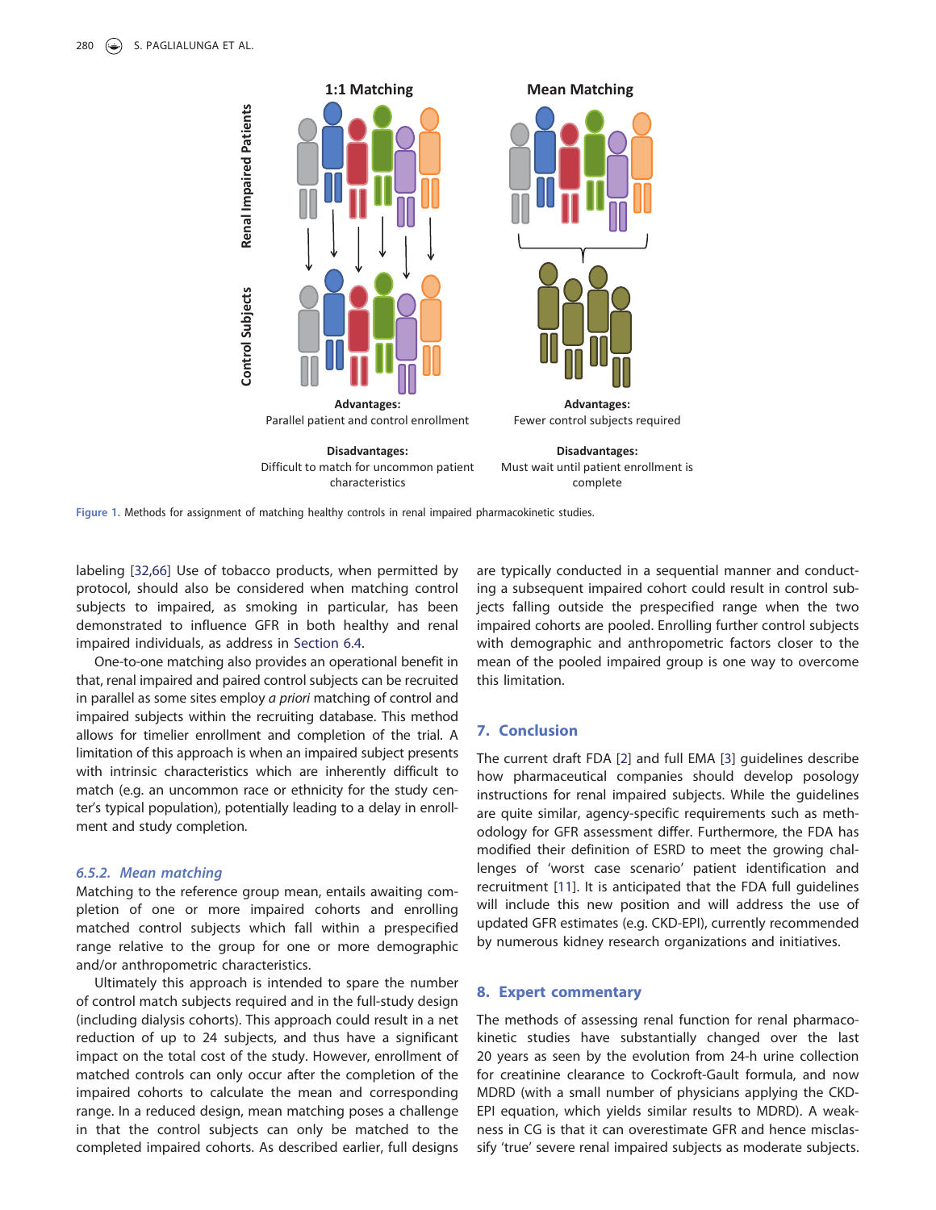1:1 Matching

Mean Matching

Renal Impaired Patients

Control Subjects

**Advantages:**
Parallel patient and control enrollment

**Disadvantages:**
Difficult to match for uncommon patient characteristics

**Advantages:**
Fewer control subjects required

**Disadvantages:**
Must wait until patient enrollment is complete

Figure 1. Methods for assignment of matching healthy controls in renal impaired pharmacokinetic studies.

labeling [32,66] Use of tobacco products, when permitted by protocol, should also be considered when matching control subjects to impaired, as smoking in particular, has been demonstrated to influence GFR in both healthy and renal impaired individuals, as address in Section 6.4.

One-to-one matching also provides an operational benefit in that, renal impaired and paired control subjects can be recruited in parallel as some sites employ *a priori* matching of control and impaired subjects within the recruiting database. This method allows for timelier enrollment and completion of the trial. A limitation of this approach is when an impaired subject presents with intrinsic characteristics which are inherently difficult to match (e.g. an uncommon race or ethnicity for the study center's typical population), potentially leading to a delay in enrollment and study completion.

### 6.5.2. Mean matching

Matching to the reference group mean, entails awaiting completion of one or more impaired cohorts and enrolling matched control subjects which fall within a prespecified range relative to the group for one or more demographic and/or anthropometric characteristics.

Ultimately this approach is intended to spare the number of control match subjects required and in the full-study design (including dialysis cohorts). This approach could result in a net reduction of up to 24 subjects, and thus have a significant impact on the total cost of the study. However, enrollment of matched controls can only occur after the completion of the impaired cohorts to calculate the mean and corresponding range. In a reduced design, mean matching poses a challenge in that the control subjects can only be matched to the completed impaired cohorts. As described earlier, full designs are typically conducted in a sequential manner and conducting a subsequent impaired cohort could result in control subjects falling outside the prespecified range when the two impaired cohorts are pooled. Enrolling further control subjects with demographic and anthropometric factors closer to the mean of the pooled impaired group is one way to overcome this limitation.

## 7. Conclusion

The current draft FDA [2] and full EMA [3] guidelines describe how pharmaceutical companies should develop posology instructions for renal impaired subjects. While the guidelines are quite similar, agency-specific requirements such as methodology for GFR assessment differ. Furthermore, the FDA has modified their definition of ESRD to meet the growing challenges of 'worst case scenario' patient identification and recruitment [11]. It is anticipated that the FDA full guidelines will include this new position and will address the use of updated GFR estimates (e.g. CKD-EPI), currently recommended by numerous kidney research organizations and initiatives.

## 8. Expert commentary

The methods of assessing renal function for renal pharmacokinetic studies have substantially changed over the last 20 years as seen by the evolution from 24-h urine collection for creatinine clearance to Cockroft-Gault formula, and now MDRD (with a small number of physicians applying the CKD-EPI equation, which yields similar results to MDRD). A weakness in CG is that it can overestimate GFR and hence misclassify 'true' severe renal impaired subjects as moderate subjects.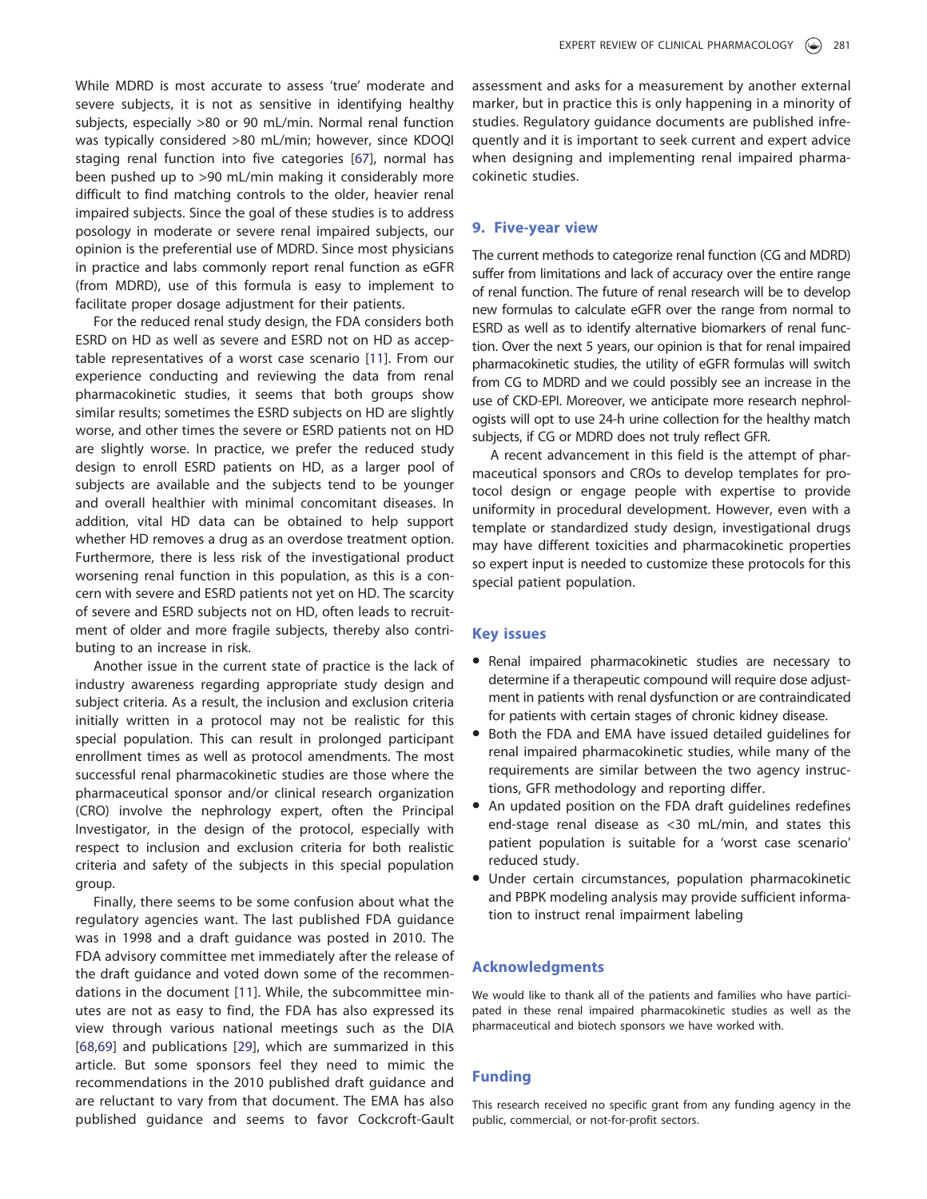While MDRD is most accurate to assess 'true' moderate and severe subjects, it is not as sensitive in identifying healthy subjects, especially >80 or 90 mL/min. Normal renal function was typically considered >80 mL/min; however, since KDOQI staging renal function into five categories [67], normal has been pushed up to >90 mL/min making it considerably more difficult to find matching controls to the older, heavier renal impaired subjects. Since the goal of these studies is to address posology in moderate or severe renal impaired subjects, our opinion is the preferential use of MDRD. Since most physicians in practice and labs commonly report renal function as eGFR (from MDRD), use of this formula is easy to implement to facilitate proper dosage adjustment for their patients.

For the reduced renal study design, the FDA considers both ESRD on HD as well as severe and ESRD not on HD as acceptable representatives of a worst case scenario [11]. From our experience conducting and reviewing the data from renal pharmacokinetic studies, it seems that both groups show similar results; sometimes the ESRD subjects on HD are slightly worse, and other times the severe or ESRD patients not on HD are slightly worse. In practice, we prefer the reduced study design to enroll ESRD patients on HD, as a larger pool of subjects are available and the subjects tend to be younger and overall healthier with minimal concomitant diseases. In addition, vital HD data can be obtained to help support whether HD removes a drug as an overdose treatment option. Furthermore, there is less risk of the investigational product worsening renal function in this population, as this is a concern with severe and ESRD patients not yet on HD. The scarcity of severe and ESRD subjects not on HD, often leads to recruitment of older and more fragile subjects, thereby also contributing to an increase in risk.

Another issue in the current state of practice is the lack of industry awareness regarding appropriate study design and subject criteria. As a result, the inclusion and exclusion criteria initially written in a protocol may not be realistic for this special population. This can result in prolonged participant enrollment times as well as protocol amendments. The most successful renal pharmacokinetic studies are those where the pharmaceutical sponsor and/or clinical research organization (CRO) involve the nephrology expert, often the Principal Investigator, in the design of the protocol, especially with respect to inclusion and exclusion criteria for both realistic criteria and safety of the subjects in this special population group.

Finally, there seems to be some confusion about what the regulatory agencies want. The last published FDA guidance was in 1998 and a draft guidance was posted in 2010. The FDA advisory committee met immediately after the release of the draft guidance and voted down some of the recommendations in the document [11]. While, the subcommittee minutes are not as easy to find, the FDA has also expressed its view through various national meetings such as the DIA [68,69] and publications [29], which are summarized in this article. But some sponsors feel they need to mimic the recommendations in the 2010 published draft guidance and are reluctant to vary from that document. The EMA has also published guidance and seems to favor Cockcroft-Gault assessment and asks for a measurement by another external marker, but in practice this is only happening in a minority of studies. Regulatory guidance documents are published infrequently and it is important to seek current and expert advice when designing and implementing renal impaired pharmacokinetic studies.

## 9. Five-year view

The current methods to categorize renal function (CG and MDRD) suffer from limitations and lack of accuracy over the entire range of renal function. The future of renal research will be to develop new formulas to calculate eGFR over the range from normal to ESRD as well as to identify alternative biomarkers of renal function. Over the next 5 years, our opinion is that for renal impaired pharmacokinetic studies, the utility of eGFR formulas will switch from CG to MDRD and we could possibly see an increase in the use of CKD-EPI. Moreover, we anticipate more research nephrologists will opt to use 24-h urine collection for the healthy match subjects, if CG or MDRD does not truly reflect GFR.

A recent advancement in this field is the attempt of pharmaceutical sponsors and CROs to develop templates for protocol design or engage people with expertise to provide uniformity in procedural development. However, even with a template or standardized study design, investigational drugs may have different toxicities and pharmacokinetic properties so expert input is needed to customize these protocols for this special patient population.

## Key issues

- Renal impaired pharmacokinetic studies are necessary to determine if a therapeutic compound will require dose adjustment in patients with renal dysfunction or are contraindicated for patients with certain stages of chronic kidney disease.
- Both the FDA and EMA have issued detailed guidelines for renal impaired pharmacokinetic studies, while many of the requirements are similar between the two agency instructions, GFR methodology and reporting differ.
- An updated position on the FDA draft guidelines redefines end-stage renal disease as <30 mL/min, and states this patient population is suitable for a 'worst case scenario' reduced study.
- Under certain circumstances, population pharmacokinetic and PBPK modeling analysis may provide sufficient information to instruct renal impairment labeling

## Acknowledgments

We would like to thank all of the patients and families who have participated in these renal impaired pharmacokinetic studies as well as the pharmaceutical and biotech sponsors we have worked with.

## Funding

This research received no specific grant from any funding agency in the public, commercial, or not-for-profit sectors.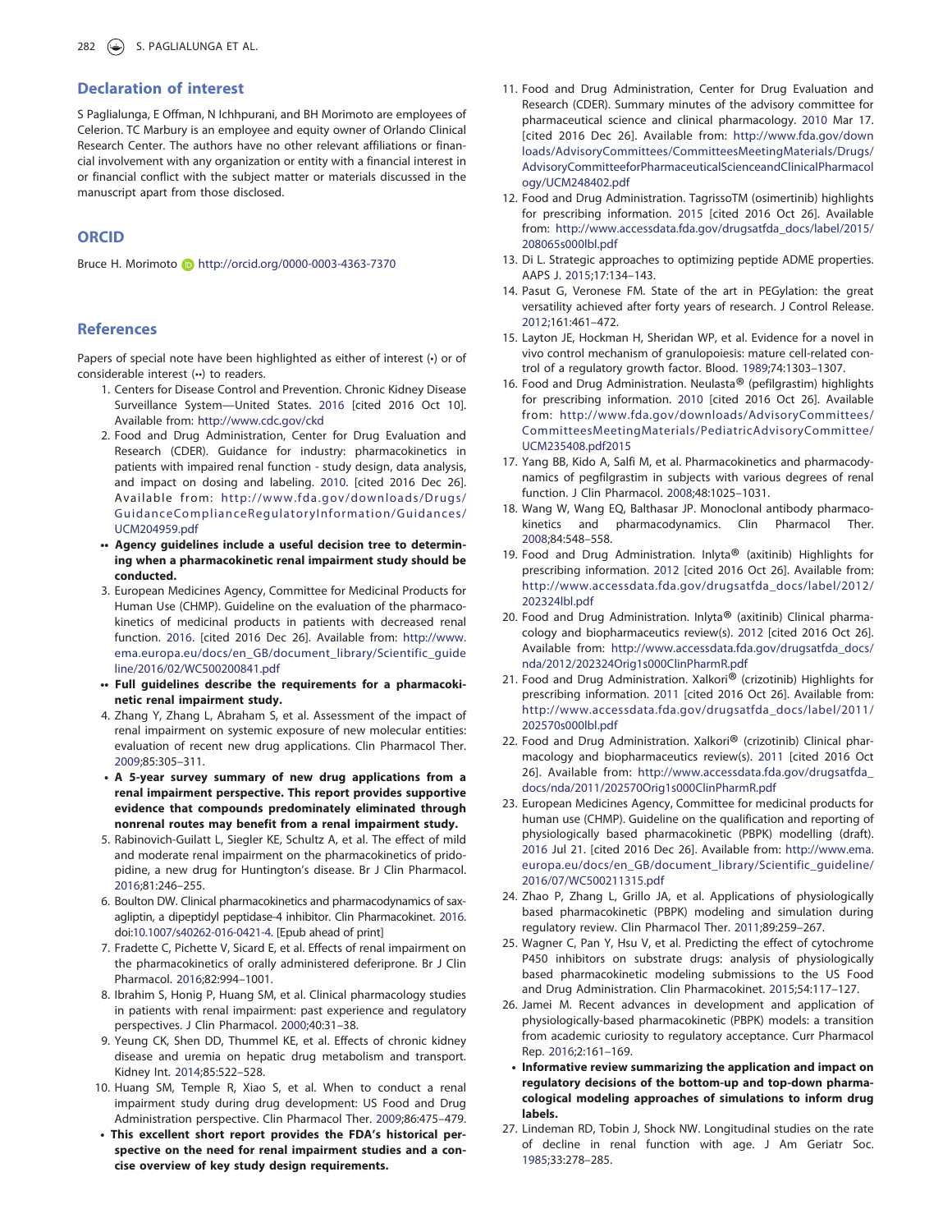## Declaration of interest

S Paglialunga, E Offman, N Ichhpurani, and BH Morimoto are employees of Celerion. TC Marbury is an employee and equity owner of Orlando Clinical Research Center. The authors have no other relevant affiliations or financial involvement with any organization or entity with a financial interest in or financial conflict with the subject matter or materials discussed in the manuscript apart from those disclosed.

## ORCID

Bruce H. Morimoto http://orcid.org/0000-0003-4363-7370

## References

Papers of special note have been highlighted as either of interest (•) or of considerable interest (••) to readers.

1. Centers for Disease Control and Prevention. Chronic Kidney Disease Surveillance System—United States. 2016 [cited 2016 Oct 10]. Available from: http://www.cdc.gov/ckd
2. Food and Drug Administration, Center for Drug Evaluation and Research (CDER). Guidance for industry: pharmacokinetics in patients with impaired renal function - study design, data analysis, and impact on dosing and labeling. 2010. [cited 2016 Dec 26]. Available from: http://www.fda.gov/downloads/Drugs/GuidanceComplianceRegulatoryInformation/Guidances/UCM204959.pdf
   - •• **Agency guidelines include a useful decision tree to determining when a pharmacokinetic renal impairment study should be conducted.**
3. European Medicines Agency, Committee for Medicinal Products for Human Use (CHMP). Guideline on the evaluation of the pharmacokinetics of medicinal products in patients with decreased renal function. 2016. [cited 2016 Dec 26]. Available from: http://www.ema.europa.eu/docs/en_GB/document_library/Scientific_guideline/2016/02/WC500200841.pdf
   - •• **Full guidelines describe the requirements for a pharmacokinetic renal impairment study.**
4. Zhang Y, Zhang L, Abraham S, et al. Assessment of the impact of renal impairment on systemic exposure of new molecular entities: evaluation of recent new drug applications. Clin Pharmacol Ther. 2009;85:305–311.
   - • **A 5-year survey summary of new drug applications from a renal impairment perspective. This report provides supportive evidence that compounds predominately eliminated through nonrenal routes may benefit from a renal impairment study.**
5. Rabinovich-Guilatt L, Siegler KE, Schultz A, et al. The effect of mild and moderate renal impairment on the pharmacokinetics of pridopidine, a new drug for Huntington's disease. Br J Clin Pharmacol. 2016;81:246–255.
6. Boulton DW. Clinical pharmacokinetics and pharmacodynamics of saxagliptin, a dipeptidyl peptidase-4 inhibitor. Clin Pharmacokinet. 2016. doi:10.1007/s40262-016-0421-4. [Epub ahead of print]
7. Fradette C, Pichette V, Sicard E, et al. Effects of renal impairment on the pharmacokinetics of orally administered deferiprone. Br J Clin Pharmacol. 2016;82:994–1001.
8. Ibrahim S, Honig P, Huang SM, et al. Clinical pharmacology studies in patients with renal impairment: past experience and regulatory perspectives. J Clin Pharmacol. 2000;40:31–38.
9. Yeung CK, Shen DD, Thummel KE, et al. Effects of chronic kidney disease and uremia on hepatic drug metabolism and transport. Kidney Int. 2014;85:522–528.
10. Huang SM, Temple R, Xiao S, et al. When to conduct a renal impairment study during drug development: US Food and Drug Administration perspective. Clin Pharmacol Ther. 2009;86:475–479.
    - • **This excellent short report provides the FDA's historical perspective on the need for renal impairment studies and a concise overview of key study design requirements.**
11. Food and Drug Administration, Center for Drug Evaluation and Research (CDER). Summary minutes of the advisory committee for pharmaceutical science and clinical pharmacology. 2010 Mar 17. [cited 2016 Dec 26]. Available from: http://www.fda.gov/downloads/AdvisoryCommittees/CommitteesMeetingMaterials/Drugs/AdvisoryCommitteeforPharmaceuticalScienceandClinicalPharmacology/UCM248402.pdf
12. Food and Drug Administration. TagrissoTM (osimertinib) highlights for prescribing information. 2015 [cited 2016 Oct 26]. Available from: http://www.accessdata.fda.gov/drugsatfda_docs/label/2015/208065s000lbl.pdf
13. Di L. Strategic approaches to optimizing peptide ADME properties. AAPS J. 2015;17:134–143.
14. Pasut G, Veronese FM. State of the art in PEGylation: the great versatility achieved after forty years of research. J Control Release. 2012;161:461–472.
15. Layton JE, Hockman H, Sheridan WP, et al. Evidence for a novel in vivo control mechanism of granulopoiesis: mature cell-related control of a regulatory growth factor. Blood. 1989;74:1303–1307.
16. Food and Drug Administration. Neulasta® (pefilgrastim) highlights for prescribing information. 2010 [cited 2016 Oct 26]. Available from: http://www.fda.gov/downloads/AdvisoryCommittees/CommitteesMeetingMaterials/PediatricAdvisoryCommittee/UCM235408.pdf2015
17. Yang BB, Kido A, Salfi M, et al. Pharmacokinetics and pharmacodynamics of pegfilgrastim in subjects with various degrees of renal function. J Clin Pharmacol. 2008;48:1025–1031.
18. Wang W, Wang EQ, Balthasar JP. Monoclonal antibody pharmacokinetics and pharmacodynamics. Clin Pharmacol Ther. 2008;84:548–558.
19. Food and Drug Administration. Inlyta® (axitinib) Highlights for prescribing information. 2012 [cited 2016 Oct 26]. Available from: http://www.accessdata.fda.gov/drugsatfda_docs/label/2012/202324lbl.pdf
20. Food and Drug Administration. Inlyta® (axitinib) Clinical pharmacology and biopharmaceutics review(s). 2012 [cited 2016 Oct 26]. Available from: http://www.accessdata.fda.gov/drugsatfda_docs/nda/2012/202324Orig1s000ClinPharmR.pdf
21. Food and Drug Administration. Xalkori® (crizotinib) Highlights for prescribing information. 2011 [cited 2016 Oct 26]. Available from: http://www.accessdata.fda.gov/drugsatfda_docs/label/2011/202570s000lbl.pdf
22. Food and Drug Administration. Xalkori® (crizotinib) Clinical pharmacology and biopharmaceutics review(s). 2011 [cited 2016 Oct 26]. Available from: http://www.accessdata.fda.gov/drugsatfda_docs/nda/2011/202570Orig1s000ClinPharmR.pdf
23. European Medicines Agency, Committee for medicinal products for human use (CHMP). Guideline on the qualification and reporting of physiologically based pharmacokinetic (PBPK) modelling (draft). 2016 Jul 21. [cited 2016 Dec 26]. Available from: http://www.ema.europa.eu/docs/en_GB/document_library/Scientific_guideline/2016/07/WC500211315.pdf
24. Zhao P, Zhang L, Grillo JA, et al. Applications of physiologically based pharmacokinetic (PBPK) modeling and simulation during regulatory review. Clin Pharmacol Ther. 2011;89:259–267.
25. Wagner C, Pan Y, Hsu V, et al. Predicting the effect of cytochrome P450 inhibitors on substrate drugs: analysis of physiologically based pharmacokinetic modeling submissions to the US Food and Drug Administration. Clin Pharmacokinet. 2015;54:117–127.
26. Jamei M. Recent advances in development and application of physiologically-based pharmacokinetic (PBPK) models: a transition from academic curiosity to regulatory acceptance. Curr Pharmacol Rep. 2016;2:161–169.
    - • **Informative review summarizing the application and impact on regulatory decisions of the bottom-up and top-down pharmacological modeling approaches of simulations to inform drug labels.**
27. Lindeman RD, Tobin J, Shock NW. Longitudinal studies on the rate of decline in renal function with age. J Am Geriatr Soc. 1985;33:278–285.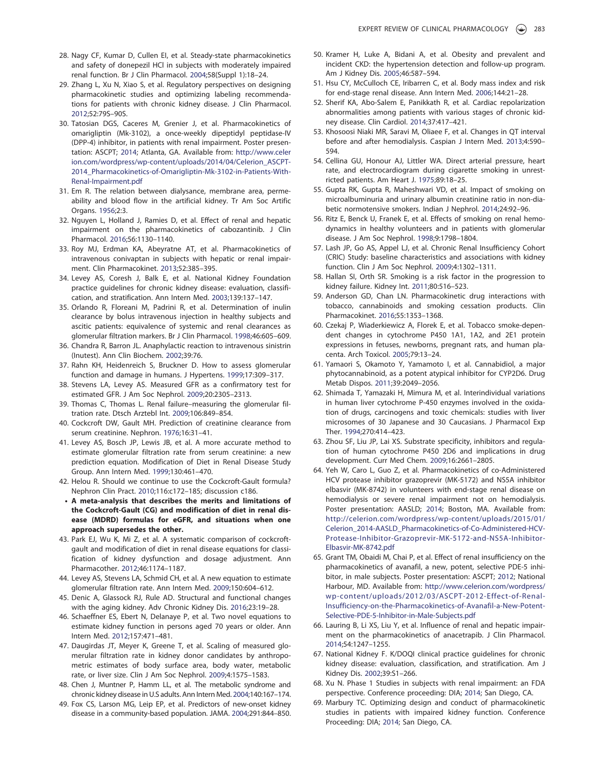28. Nagy CF, Kumar D, Cullen EI, et al. Steady-state pharmacokinetics and safety of donepezil HCl in subjects with moderately impaired renal function. Br J Clin Pharmacol. 2004;58(Suppl 1):18–24.
29. Zhang L, Xu N, Xiao S, et al. Regulatory perspectives on designing pharmacokinetic studies and optimizing labeling recommendations for patients with chronic kidney disease. J Clin Pharmacol. 2012;52:79S–90S.
30. Tatosian DGS, Caceres M, Grenier J, et al. Pharmacokinetics of omarigliptin (Mk-3102), a once-weekly dipeptidyl peptidase-IV (DPP-4) inhibitor, in patients with renal impairment. Poster presentation: ASCPT; 2014; Atlanta, GA. Available from: http://www.celerion.com/wordpress/wp-content/uploads/2014/04/Celerion_ASCPT-2014_Pharmacokinetics-of-Omarigliptin-Mk-3102-in-Patients-With-Renal-Impairment.pdf
31. Em R. The relation between dialysance, membrane area, permeability and blood flow in the artificial kidney. Tr Am Soc Artific Organs. 1956;2:3.
32. Nguyen L, Holland J, Ramies D, et al. Effect of renal and hepatic impairment on the pharmacokinetics of cabozantinib. J Clin Pharmacol. 2016;56:1130–1140.
33. Roy MJ, Erdman KA, Abeyratne AT, et al. Pharmacokinetics of intravenous conivaptan in subjects with hepatic or renal impairment. Clin Pharmacokinet. 2013;52:385–395.
34. Levey AS, Coresh J, Balk E, et al. National Kidney Foundation practice guidelines for chronic kidney disease: evaluation, classification, and stratification. Ann Intern Med. 2003;139:137–147.
35. Orlando R, Floreani M, Padrini R, et al. Determination of inulin clearance by bolus intravenous injection in healthy subjects and ascitic patients: equivalence of systemic and renal clearances as glomerular filtration markers. Br J Clin Pharmacol. 1998;46:605–609.
36. Chandra R, Barron JL. Anaphylactic reaction to intravenous sinistrin (Inutest). Ann Clin Biochem. 2002;39:76.
37. Rahn KH, Heidenreich S, Bruckner D. How to assess glomerular function and damage in humans. J Hypertens. 1999;17:309–317.
38. Stevens LA, Levey AS. Measured GFR as a confirmatory test for estimated GFR. J Am Soc Nephrol. 2009;20:2305–2313.
39. Thomas C, Thomas L. Renal failure–measuring the glomerular filtration rate. Dtsch Arztebl Int. 2009;106:849–854.
40. Cockcroft DW, Gault MH. Prediction of creatinine clearance from serum creatinine. Nephron. 1976;16:31–41.
41. Levey AS, Bosch JP, Lewis JB, et al. A more accurate method to estimate glomerular filtration rate from serum creatinine: a new prediction equation. Modification of Diet in Renal Disease Study Group. Ann Intern Med. 1999;130:461–470.
42. Helou R. Should we continue to use the Cockcroft-Gault formula? Nephron Clin Pract. 2010;116:c172–185; discussion c186.
    - **A meta-analysis that describes the merits and limitations of the Cockcroft-Gault (CG) and modification of diet in renal disease (MDRD) formulas for eGFR, and situations when one approach supersedes the other.**
43. Park EJ, Wu K, Mi Z, et al. A systematic comparison of cockcroft-gault and modification of diet in renal disease equations for classification of kidney dysfunction and dosage adjustment. Ann Pharmacother. 2012;46:1174–1187.
44. Levey AS, Stevens LA, Schmid CH, et al. A new equation to estimate glomerular filtration rate. Ann Intern Med. 2009;150:604–612.
45. Denic A, Glassock RJ, Rule AD. Structural and functional changes with the aging kidney. Adv Chronic Kidney Dis. 2016;23:19–28.
46. Schaeffner ES, Ebert N, Delanaye P, et al. Two novel equations to estimate kidney function in persons aged 70 years or older. Ann Intern Med. 2012;157:471–481.
47. Daugirdas JT, Meyer K, Greene T, et al. Scaling of measured glomerular filtration rate in kidney donor candidates by anthropometric estimates of body surface area, body water, metabolic rate, or liver size. Clin J Am Soc Nephrol. 2009;4:1575–1583.
48. Chen J, Muntner P, Hamm LL, et al. The metabolic syndrome and chronic kidney disease in U.S adults. Ann Intern Med. 2004;140:167–174.
49. Fox CS, Larson MG, Leip EP, et al. Predictors of new-onset kidney disease in a community-based population. JAMA. 2004;291:844–850.
50. Kramer H, Luke A, Bidani A, et al. Obesity and prevalent and incident CKD: the hypertension detection and follow-up program. Am J Kidney Dis. 2005;46:587–594.
51. Hsu CY, McCulloch CE, Iribarren C, et al. Body mass index and risk for end-stage renal disease. Ann Intern Med. 2006;144:21–28.
52. Sherif KA, Abo-Salem E, Panikkath R, et al. Cardiac repolarization abnormalities among patients with various stages of chronic kidney disease. Clin Cardiol. 2014;37:417–421.
53. Khosoosi Niaki MR, Saravi M, Oliaee F, et al. Changes in QT interval before and after hemodialysis. Caspian J Intern Med. 2013;4:590–594.
54. Cellina GU, Honour AJ, Littler WA. Direct arterial pressure, heart rate, and electrocardiogram during cigarette smoking in unrestricted patients. Am Heart J. 1975;89:18–25.
55. Gupta RK, Gupta R, Maheshwari VD, et al. Impact of smoking on microalbuminuria and urinary albumin creatinine ratio in non-diabetic normotensive smokers. Indian J Nephrol. 2014;24:92–96.
56. Ritz E, Benck U, Franek E, et al. Effects of smoking on renal hemodynamics in healthy volunteers and in patients with glomerular disease. J Am Soc Nephrol. 1998;9:1798–1804.
57. Lash JP, Go AS, Appel LJ, et al. Chronic Renal Insufficiency Cohort (CRIC) Study: baseline characteristics and associations with kidney function. Clin J Am Soc Nephrol. 2009;4:1302–1311.
58. Hallan SI, Orth SR. Smoking is a risk factor in the progression to kidney failure. Kidney Int. 2011;80:516–523.
59. Anderson GD, Chan LN. Pharmacokinetic drug interactions with tobacco, cannabinoids and smoking cessation products. Clin Pharmacokinet. 2016;55:1353–1368.
60. Czekaj P, Wiaderkiewicz A, Florek E, et al. Tobacco smoke-dependent changes in cytochrome P450 1A1, 1A2, and 2E1 protein expressions in fetuses, newborns, pregnant rats, and human placenta. Arch Toxicol. 2005;79:13–24.
61. Yamaori S, Okamoto Y, Yamamoto I, et al. Cannabidiol, a major phytocannabinoid, as a potent atypical inhibitor for CYP2D6. Drug Metab Dispos. 2011;39:2049–2056.
62. Shimada T, Yamazaki H, Mimura M, et al. Interindividual variations in human liver cytochrome P-450 enzymes involved in the oxidation of drugs, carcinogens and toxic chemicals: studies with liver microsomes of 30 Japanese and 30 Caucasians. J Pharmacol Exp Ther. 1994;270:414–423.
63. Zhou SF, Liu JP, Lai XS. Substrate specificity, inhibitors and regulation of human cytochrome P450 2D6 and implications in drug development. Curr Med Chem. 2009;16:2661–2805.
64. Yeh W, Caro L, Guo Z, et al. Pharmacokinetics of co-Administered HCV protease inhibitor grazoprevir (MK-5172) and NS5A inhibitor elbasvir (MK-8742) in volunteers with end-stage renal disease on hemodialysis or severe renal impairment not on hemodialysis. Poster presentation: AASLD; 2014; Boston, MA. Available from: http://celerion.com/wordpress/wp-content/uploads/2015/01/Celerion_2014-AASLD_Pharmacokinetics-of-Co-Administered-HCV-Protease-Inhibitor-Grazoprevir-MK-5172-and-NS5A-Inhibitor-Elbasvir-MK-8742.pdf
65. Grant TM, Obaidi M, Chai P, et al. Effect of renal insufficiency on the pharmacokinetics of avanafil, a new, potent, selective PDE-5 inhibitor, in male subjects. Poster presentation: ASCPT; 2012; National Harbour, MD. Available from: http://www.celerion.com/wordpress/wp-content/uploads/2012/03/ASCPT-2012-Effect-of-Renal-Insufficiency-on-the-Pharmacokinetics-of-Avanafil-a-New-Potent-Selective-PDE-5-Inhibitor-in-Male-Subjects.pdf
66. Lauring B, Li XS, Liu Y, et al. Influence of renal and hepatic impairment on the pharmacokinetics of anacetrapib. J Clin Pharmacol. 2014;54:1247–1255.
67. National Kidney F. K/DOQI clinical practice guidelines for chronic kidney disease: evaluation, classification, and stratification. Am J Kidney Dis. 2002;39:S1–266.
68. Xu N. Phase 1 Studies in subjects with renal impairment: an FDA perspective. Conference proceeding: DIA; 2014; San Diego, CA.
69. Marbury TC. Optimizing design and conduct of pharmacokinetic studies in patients with impaired kidney function. Conference Proceeding: DIA; 2014; San Diego, CA.